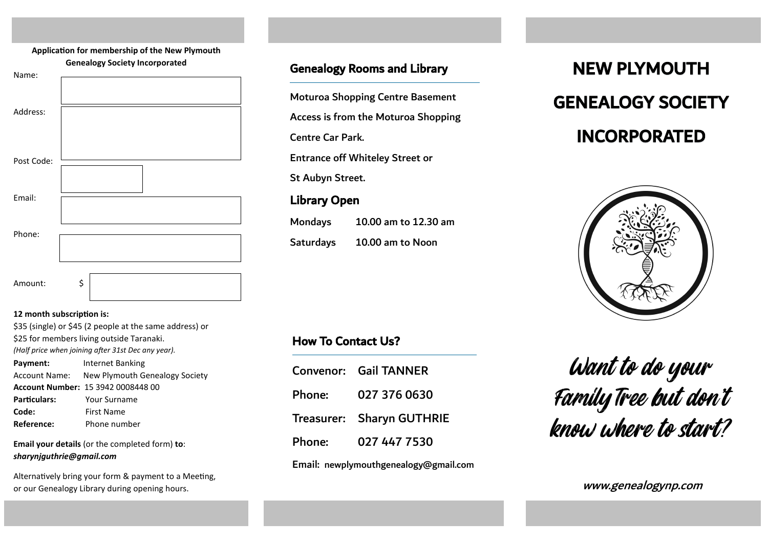**Application for membership of the New Plymouth Genealogy Society Incorporated**

Name:

Address:

Post Code:

Email:

Phone:

Amount: $

**12 month subscription is:**

$35 (single) or $45 (2 people at the same address) or $25 for members living outside Taranaki.

*(Half price when joining after 31st Dec any year).*

**Payment:** Internet Banking
Account Name: New Plymouth Genealogy Society
**Account Number:** 15 3942 0008448 00
**Particulars:** Your Surname
**Code:** First Name
**Reference:** Phone number

**Email your details** (or the completed form) **to**: ***sharynjguthrie@gmail.com***

Alternatively bring your form & payment to a Meeting, or our Genealogy Library during opening hours.

## Genealogy Rooms and Library

Moturoa Shopping Centre Basement

Access is from the Moturoa Shopping Centre Car Park.

Entrance off Whiteley Street or St Aubyn Street.

## Library Open

| | |
|---|---|
| Mondays | 10.00 am to 12.30 am |
| Saturdays | 10.00 am to Noon |

## How To Contact Us?

| | |
|---|---|
| Convenor: | Gail TANNER |
| Phone: | 027 376 0630 |
| Treasurer: | Sharyn GUTHRIE |
| Phone: | 027 447 7530 |

Email: newplymouthgenealogy@gmail.com

# NEW PLYMOUTH GENEALOGY SOCIETY INCORPORATED

*Want to do your Family Tree but don't know where to start?*

***www.genealogynp.com***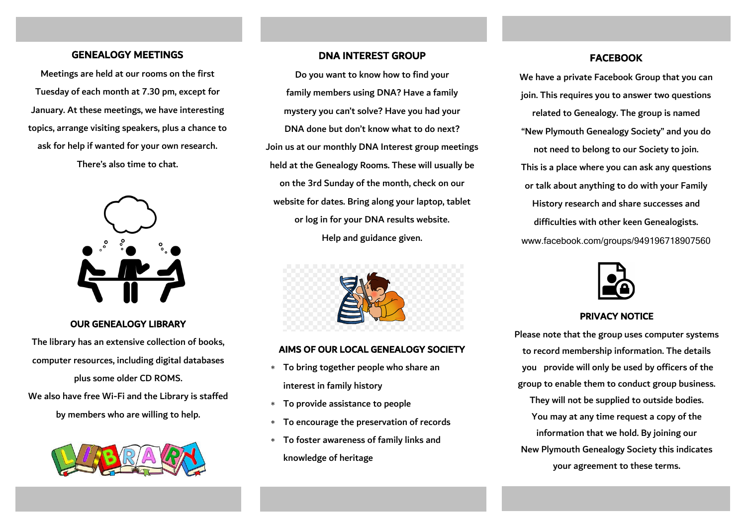## GENEALOGY MEETINGS

Meetings are held at our rooms on the first Tuesday of each month at 7.30 pm, except for January. At these meetings, we have interesting topics, arrange visiting speakers, plus a chance to ask for help if wanted for your own research. There's also time to chat.

## OUR GENEALOGY LIBRARY

The library has an extensive collection of books, computer resources, including digital databases plus some older CD ROMS.

We also have free Wi-Fi and the Library is staffed by members who are willing to help.

## DNA INTEREST GROUP

Do you want to know how to find your family members using DNA? Have a family mystery you can't solve? Have you had your DNA done but don't know what to do next? Join us at our monthly DNA Interest group meetings held at the Genealogy Rooms. These will usually be on the 3rd Sunday of the month, check on our website for dates. Bring along your laptop, tablet or log in for your DNA results website.

Help and guidance given.

## AIMS OF OUR LOCAL GENEALOGY SOCIETY

* To bring together people who share an interest in family history
* To provide assistance to people
* To encourage the preservation of records
* To foster awareness of family links and knowledge of heritage

## FACEBOOK

We have a private Facebook Group that you can join. This requires you to answer two questions related to Genealogy. The group is named "New Plymouth Genealogy Society" and you do not need to belong to our Society to join. This is a place where you can ask any questions or talk about anything to do with your Family History research and share successes and difficulties with other keen Genealogists.

www.facebook.com/groups/949196718907560

## PRIVACY NOTICE

Please note that the group uses computer systems to record membership information. The details you provide will only be used by officers of the group to enable them to conduct group business. They will not be supplied to outside bodies. You may at any time request a copy of the information that we hold. By joining our New Plymouth Genealogy Society this indicates your agreement to these terms.